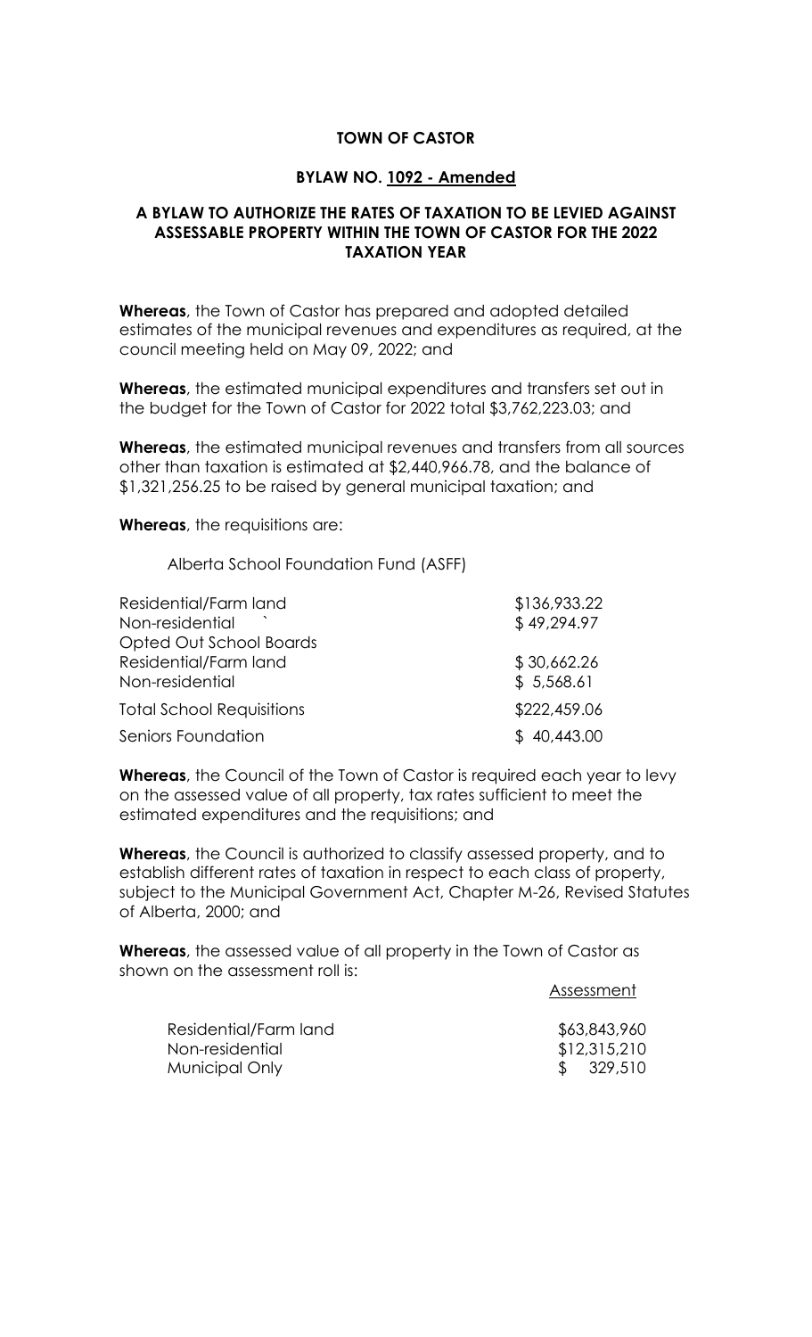**TOWN OF CASTOR**

**BYLAW NO. 1092 - Amended**

**A BYLAW TO AUTHORIZE THE RATES OF TAXATION TO BE LEVIED AGAINST ASSESSABLE PROPERTY WITHIN THE TOWN OF CASTOR FOR THE 2022 TAXATION YEAR**

**Whereas**, the Town of Castor has prepared and adopted detailed estimates of the municipal revenues and expenditures as required, at the council meeting held on May 09, 2022; and

**Whereas**, the estimated municipal expenditures and transfers set out in the budget for the Town of Castor for 2022 total $3,762,223.03; and

**Whereas**, the estimated municipal revenues and transfers from all sources other than taxation is estimated at $2,440,966.78, and the balance of $1,321,256.25 to be raised by general municipal taxation; and

**Whereas**, the requisitions are:

Alberta School Foundation Fund (ASFF)

| | |
|---|---|
| Residential/Farm land | $136,933.22 |
| Non-residential ` | $ 49,294.97 |
| Opted Out School Boards | |
| Residential/Farm land | $ 30,662.26 |
| Non-residential | $ 5,568.61 |
| Total School Requisitions | $222,459.06 |
| Seniors Foundation | $ 40,443.00 |

**Whereas**, the Council of the Town of Castor is required each year to levy on the assessed value of all property, tax rates sufficient to meet the estimated expenditures and the requisitions; and

**Whereas**, the Council is authorized to classify assessed property, and to establish different rates of taxation in respect to each class of property, subject to the Municipal Government Act, Chapter M-26, Revised Statutes of Alberta, 2000; and

**Whereas**, the assessed value of all property in the Town of Castor as shown on the assessment roll is:

| | Assessment |
|---|---|
| Residential/Farm land | $63,843,960 |
| Non-residential | $12,315,210 |
| Municipal Only | $ 329,510 |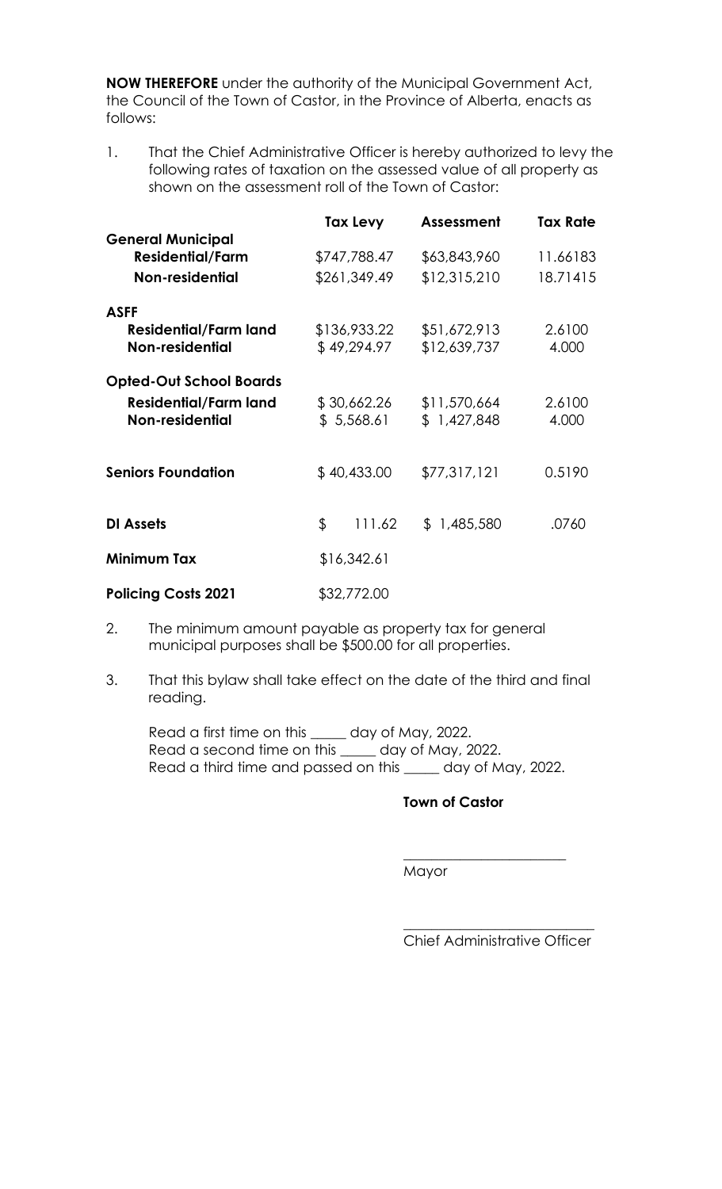**NOW THEREFORE** under the authority of the Municipal Government Act, the Council of the Town of Castor, in the Province of Alberta, enacts as follows:

1. That the Chief Administrative Officer is hereby authorized to levy the following rates of taxation on the assessed value of all property as shown on the assessment roll of the Town of Castor:

| | Tax Levy | Assessment | Tax Rate |
|---|---|---|---|
| **General Municipal** | | | |
| **Residential/Farm** | $747,788.47 | $63,843,960 | 11.66183 |
| **Non-residential** | $261,349.49 | $12,315,210 | 18.71415 |
| **ASFF** | | | |
| **Residential/Farm land** | $136,933.22 | $51,672,913 | 2.6100 |
| **Non-residential** | $ 49,294.97 | $12,639,737 | 4.000 |
| **Opted-Out School Boards** | | | |
| **Residential/Farm land** | $ 30,662.26 | $11,570,664 | 2.6100 |
| **Non-residential** | $ 5,568.61 | $ 1,427,848 | 4.000 |
| **Seniors Foundation** | $ 40,433.00 | $77,317,121 | 0.5190 |
| **DI Assets** | $ 111.62 | $ 1,485,580 | .0760 |
| **Minimum Tax** | $16,342.61 | | |
| **Policing Costs 2021** | $32,772.00 | | |

2. The minimum amount payable as property tax for general municipal purposes shall be $500.00 for all properties.

3. That this bylaw shall take effect on the date of the third and final reading.

   Read a first time on this _____ day of May, 2022.
   Read a second time on this _____ day of May, 2022.
   Read a third time and passed on this _____ day of May, 2022.

**Town of Castor**

_______________________
Mayor

___________________________
Chief Administrative Officer